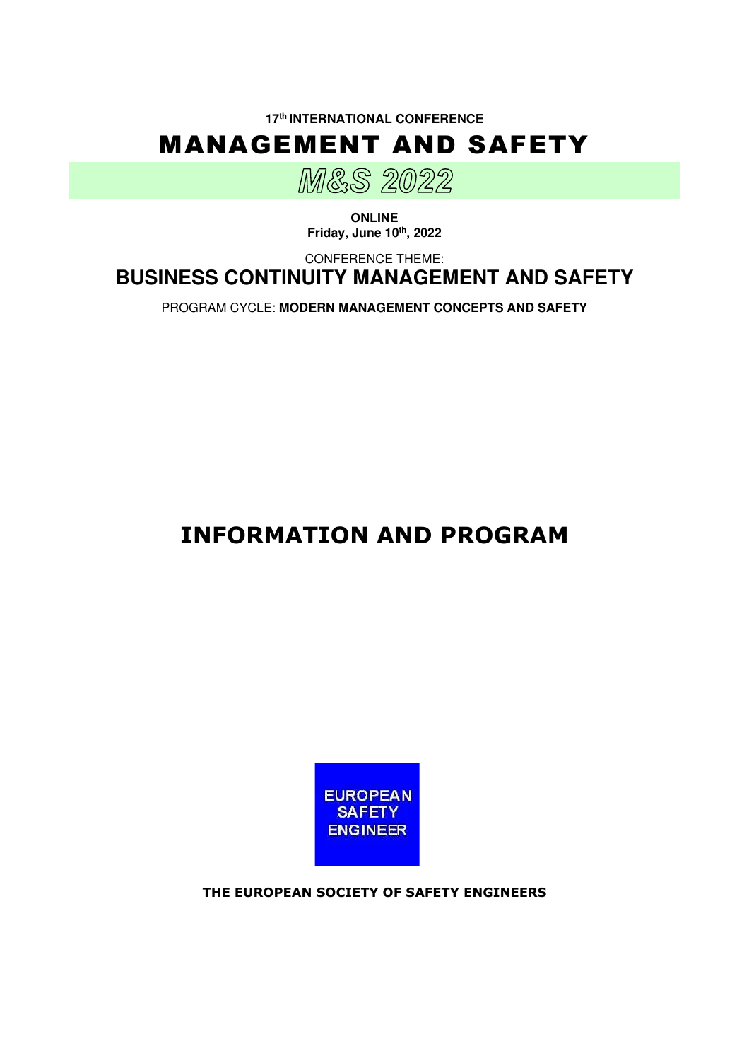17th INTERNATIONAL CONFERENCE

# MANAGEMENT AND SAFETY

## M&S 2022

**ONLINE**
**Friday, June 10th, 2022**

CONFERENCE THEME:

## BUSINESS CONTINUITY MANAGEMENT AND SAFETY

PROGRAM CYCLE: **MODERN MANAGEMENT CONCEPTS AND SAFETY**

# INFORMATION AND PROGRAM

EUROPEAN SAFETY ENGINEER

**THE EUROPEAN SOCIETY OF SAFETY ENGINEERS**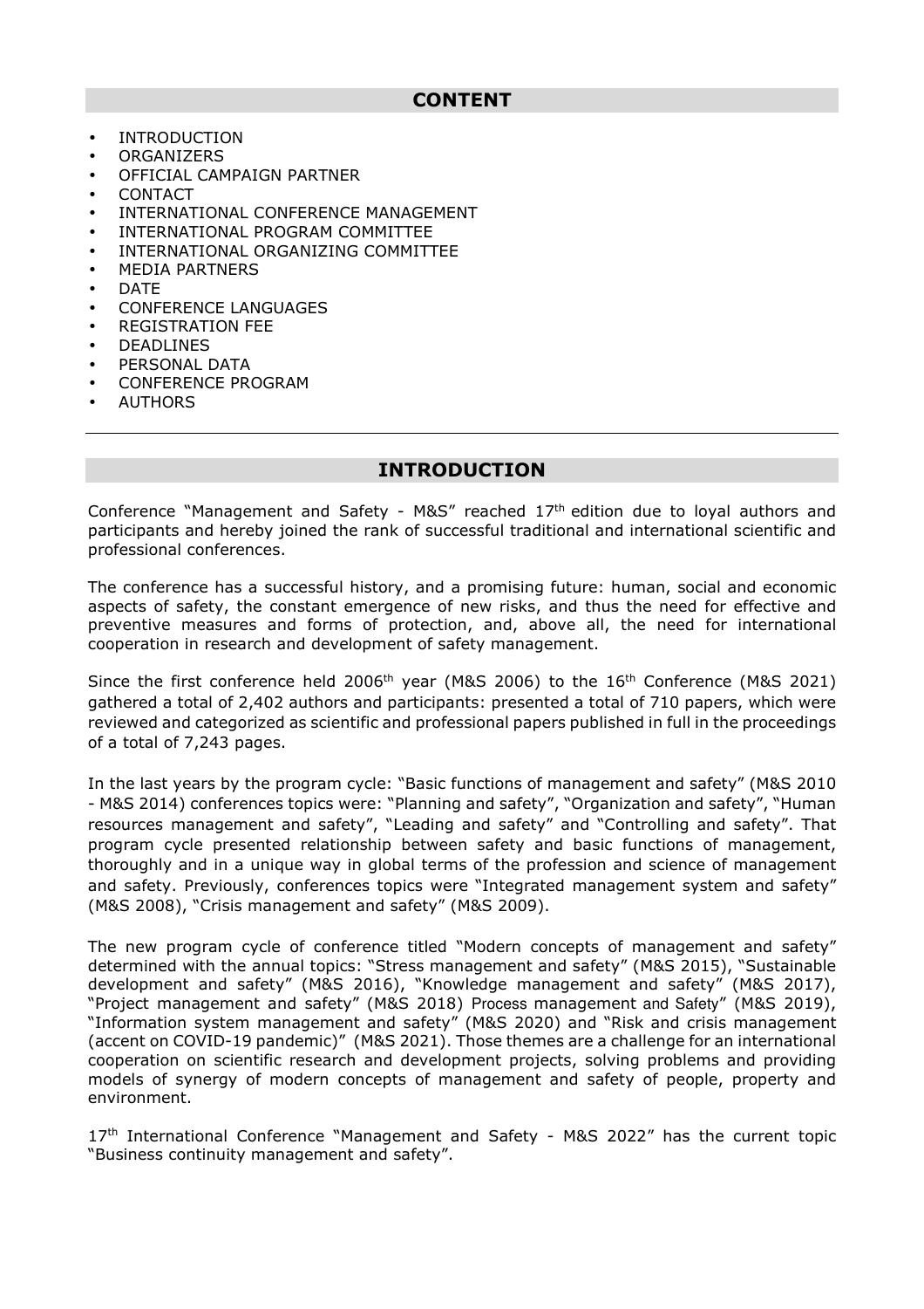## CONTENT

- INTRODUCTION
- ORGANIZERS
- OFFICIAL CAMPAIGN PARTNER
- CONTACT
- INTERNATIONAL CONFERENCE MANAGEMENT
- INTERNATIONAL PROGRAM COMMITTEE
- INTERNATIONAL ORGANIZING COMMITTEE
- MEDIA PARTNERS
- DATE
- CONFERENCE LANGUAGES
- REGISTRATION FEE
- DEADLINES
- PERSONAL DATA
- CONFERENCE PROGRAM
- AUTHORS

---

## INTRODUCTION

Conference "Management and Safety - M&S" reached 17th edition due to loyal authors and participants and hereby joined the rank of successful traditional and international scientific and professional conferences.

The conference has a successful history, and a promising future: human, social and economic aspects of safety, the constant emergence of new risks, and thus the need for effective and preventive measures and forms of protection, and, above all, the need for international cooperation in research and development of safety management.

Since the first conference held 2006th year (M&S 2006) to the 16th Conference (M&S 2021) gathered a total of 2,402 authors and participants: presented a total of 710 papers, which were reviewed and categorized as scientific and professional papers published in full in the proceedings of a total of 7,243 pages.

In the last years by the program cycle: "Basic functions of management and safety" (M&S 2010 - M&S 2014) conferences topics were: "Planning and safety", "Organization and safety", "Human resources management and safety", "Leading and safety" and "Controlling and safety". That program cycle presented relationship between safety and basic functions of management, thoroughly and in a unique way in global terms of the profession and science of management and safety. Previously, conferences topics were "Integrated management system and safety" (M&S 2008), "Crisis management and safety" (M&S 2009).

The new program cycle of conference titled "Modern concepts of management and safety" determined with the annual topics: "Stress management and safety" (M&S 2015), "Sustainable development and safety" (M&S 2016), "Knowledge management and safety" (M&S 2017), "Project management and safety" (M&S 2018) Process management and Safety" (M&S 2019), "Information system management and safety" (M&S 2020) and "Risk and crisis management (accent on COVID-19 pandemic)" (M&S 2021). Those themes are a challenge for an international cooperation on scientific research and development projects, solving problems and providing models of synergy of modern concepts of management and safety of people, property and environment.

17th International Conference "Management and Safety - M&S 2022" has the current topic "Business continuity management and safety".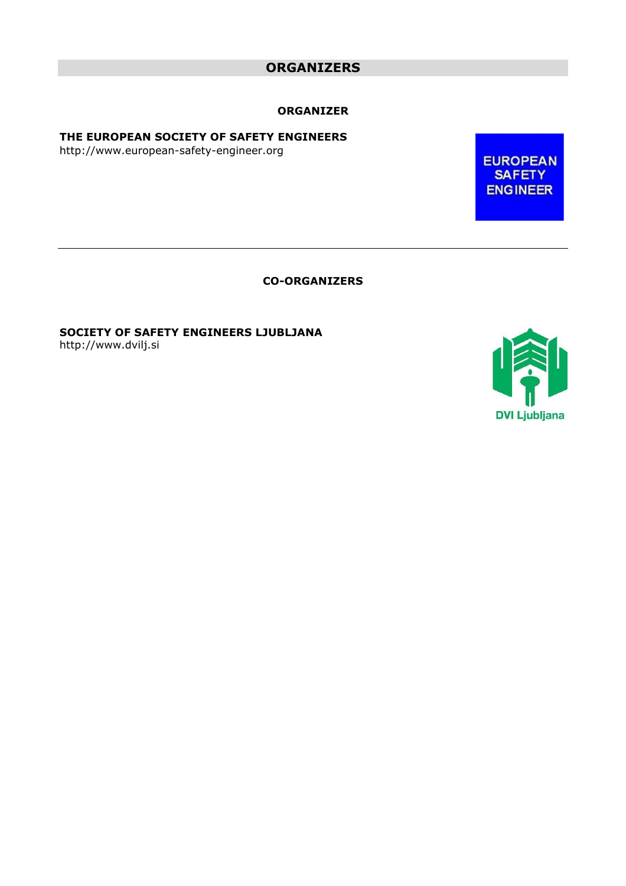# ORGANIZERS

## ORGANIZER

**THE EUROPEAN SOCIETY OF SAFETY ENGINEERS**
http://www.european-safety-engineer.org

---

## CO-ORGANIZERS

**SOCIETY OF SAFETY ENGINEERS LJUBLJANA**
http://www.dvilj.si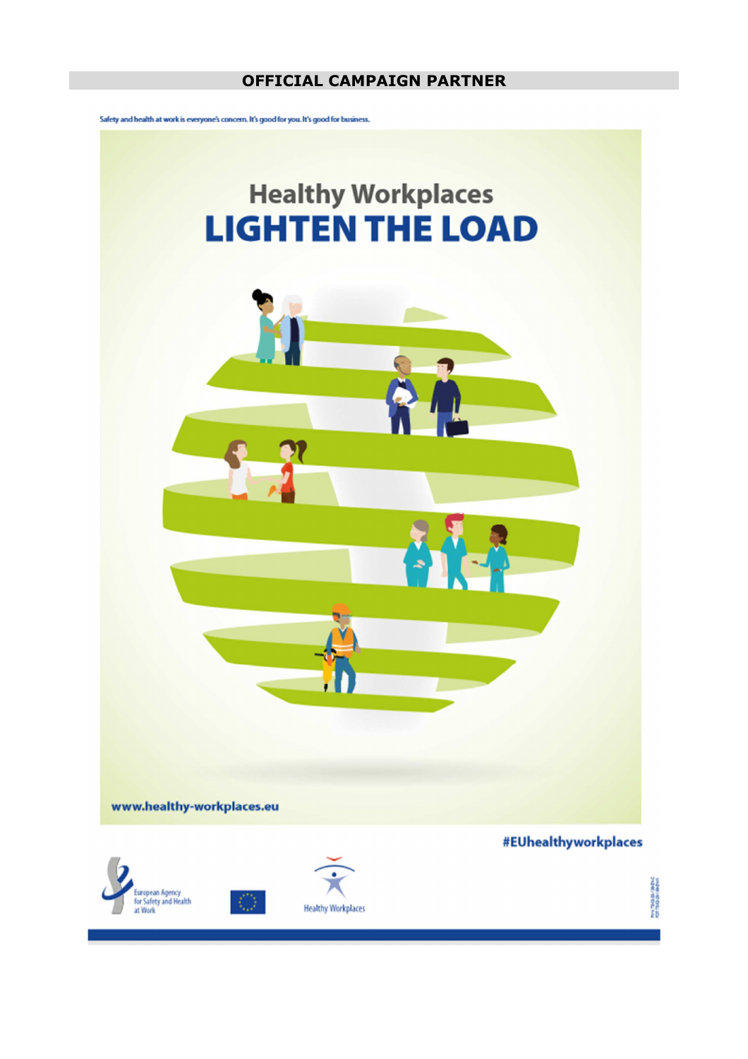## OFFICIAL CAMPAIGN PARTNER

Safety and health at work is everyone's concern. It's good for you. It's good for business.

# Healthy Workplaces
# LIGHTEN THE LOAD

www.healthy-workplaces.eu

#EUhealthyworkplaces

European Agency for Safety and Health at Work

Healthy Workplaces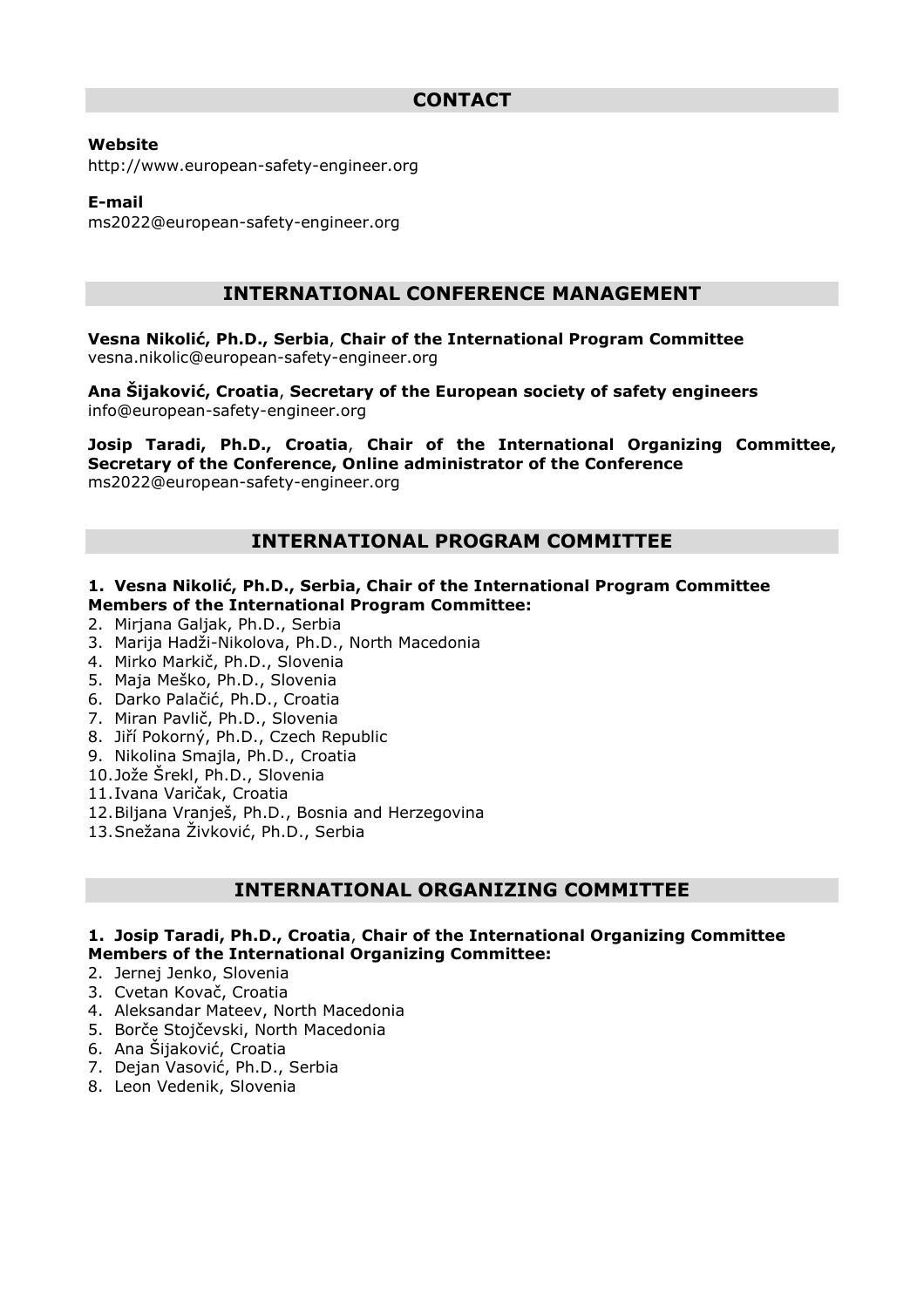## CONTACT

**Website**
http://www.european-safety-engineer.org

**E-mail**
ms2022@european-safety-engineer.org

## INTERNATIONAL CONFERENCE MANAGEMENT

**Vesna Nikolić, Ph.D., Serbia**, **Chair of the International Program Committee**
vesna.nikolic@european-safety-engineer.org

**Ana Šijaković, Croatia**, **Secretary of the European society of safety engineers**
info@european-safety-engineer.org

**Josip Taradi, Ph.D., Croatia**, **Chair of the International Organizing Committee, Secretary of the Conference, Online administrator of the Conference**
ms2022@european-safety-engineer.org

## INTERNATIONAL PROGRAM COMMITTEE

1. **Vesna Nikolić, Ph.D., Serbia, Chair of the International Program Committee**

**Members of the International Program Committee:**

2. Mirjana Galjak, Ph.D., Serbia
3. Marija Hadži-Nikolova, Ph.D., North Macedonia
4. Mirko Markič, Ph.D., Slovenia
5. Maja Meško, Ph.D., Slovenia
6. Darko Palačić, Ph.D., Croatia
7. Miran Pavlič, Ph.D., Slovenia
8. Jiří Pokorný, Ph.D., Czech Republic
9. Nikolina Smajla, Ph.D., Croatia
10. Jože Šrekl, Ph.D., Slovenia
11. Ivana Varičak, Croatia
12. Biljana Vranješ, Ph.D., Bosnia and Herzegovina
13. Snežana Živković, Ph.D., Serbia

## INTERNATIONAL ORGANIZING COMMITTEE

1. **Josip Taradi, Ph.D., Croatia**, **Chair of the International Organizing Committee**

**Members of the International Organizing Committee:**

2. Jernej Jenko, Slovenia
3. Cvetan Kovač, Croatia
4. Aleksandar Mateev, North Macedonia
5. Borče Stojčevski, North Macedonia
6. Ana Šijaković, Croatia
7. Dejan Vasović, Ph.D., Serbia
8. Leon Vedenik, Slovenia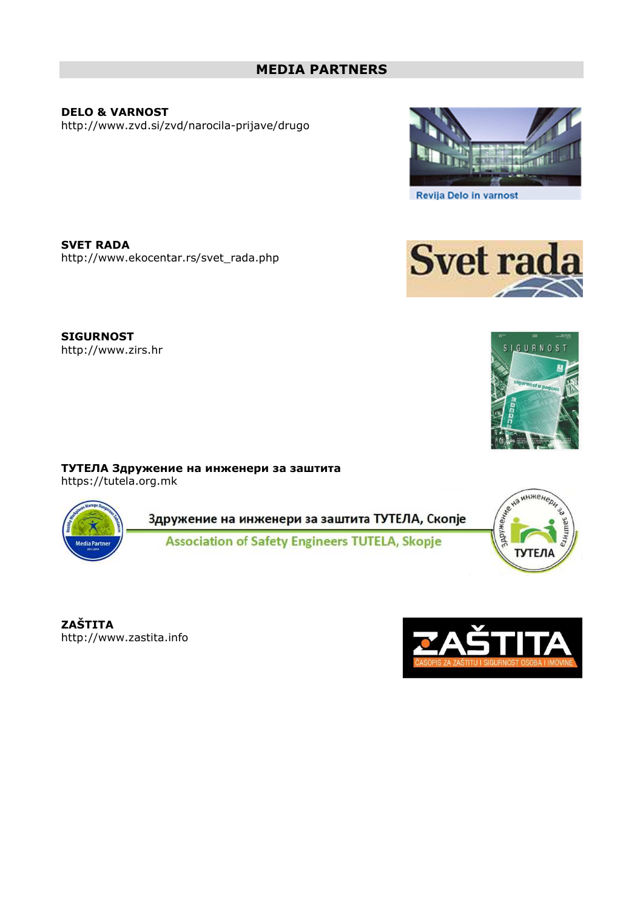## MEDIA PARTNERS

**DELO & VARNOST**
http://www.zvd.si/zvd/narocila-prijave/drugo

**SVET RADA**
http://www.ekocentar.rs/svet_rada.php

**SIGURNOST**
http://www.zirs.hr

**ТУТЕЛА Здружение на инженери за заштита**
https://tutela.org.mk

**ZAŠTITA**
http://www.zastita.info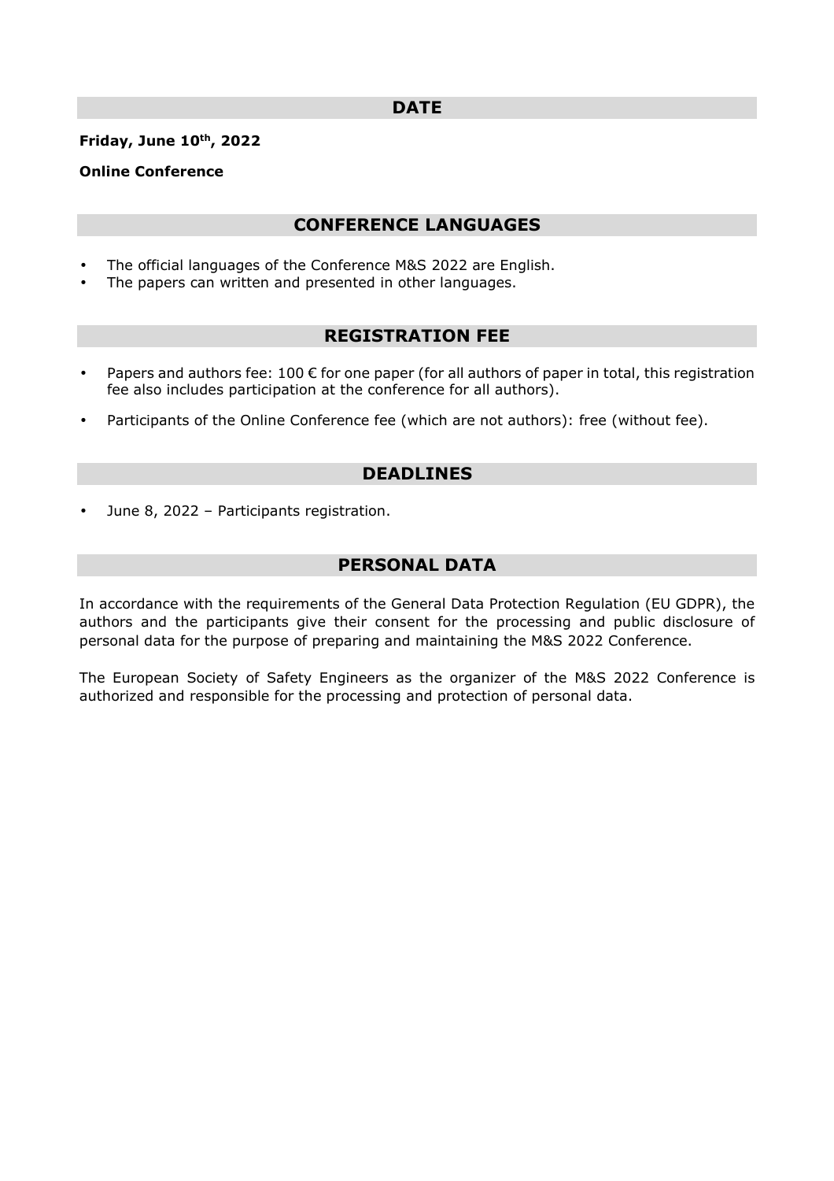## DATE

**Friday, June 10th, 2022**

**Online Conference**

## CONFERENCE LANGUAGES

- The official languages of the Conference M&S 2022 are English.
- The papers can written and presented in other languages.

## REGISTRATION FEE

- Papers and authors fee: 100 € for one paper (for all authors of paper in total, this registration fee also includes participation at the conference for all authors).
- Participants of the Online Conference fee (which are not authors): free (without fee).

## DEADLINES

- June 8, 2022 – Participants registration.

## PERSONAL DATA

In accordance with the requirements of the General Data Protection Regulation (EU GDPR), the authors and the participants give their consent for the processing and public disclosure of personal data for the purpose of preparing and maintaining the M&S 2022 Conference.

The European Society of Safety Engineers as the organizer of the M&S 2022 Conference is authorized and responsible for the processing and protection of personal data.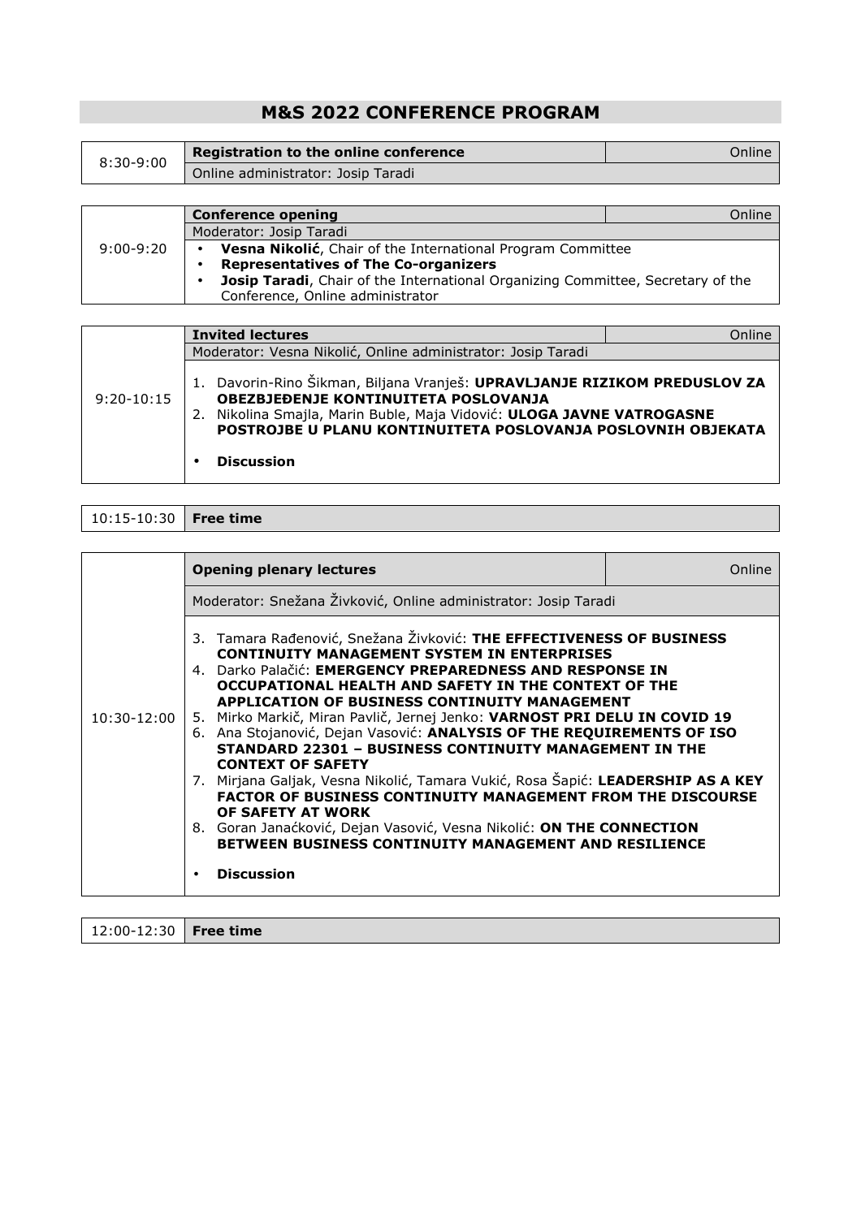# M&S 2022 CONFERENCE PROGRAM

| | | |
|---|---|---|
| 8:30-9:00 | **Registration to the online conference** | Online |
| | Online administrator: Josip Taradi | |

| | | |
|---|---|---|
| 9:00-9:20 | **Conference opening** | Online |
| | Moderator: Josip Taradi | |
| | • **Vesna Nikolić**, Chair of the International Program Committee<br>• **Representatives of The Co-organizers**<br>• **Josip Taradi**, Chair of the International Organizing Committee, Secretary of the Conference, Online administrator | |

| | | |
|---|---|---|
| 9:20-10:15 | **Invited lectures** | Online |
| | Moderator: Vesna Nikolić, Online administrator: Josip Taradi | |
| | 1. Davorin-Rino Šikman, Biljana Vranješ: **UPRAVLJANJE RIZIKOM PREDUSLOV ZA OBEZBJEĐENJE KONTINUITETA POSLOVANJA**<br>2. Nikolina Smajla, Marin Buble, Maja Vidović: **ULOGA JAVNE VATROGASNE POSTROJBE U PLANU KONTINUITETA POSLOVANJA POSLOVNIH OBJEKATA**<br><br>• **Discussion** | |

| | |
|---|---|
| 10:15-10:30 | **Free time** |

| | | |
|---|---|---|
| 10:30-12:00 | **Opening plenary lectures** | Online |
| | Moderator: Snežana Živković, Online administrator: Josip Taradi | |
| | 3. Tamara Rađenović, Snežana Živković: **THE EFFECTIVENESS OF BUSINESS CONTINUITY MANAGEMENT SYSTEM IN ENTERPRISES**<br>4. Darko Palačić: **EMERGENCY PREPAREDNESS AND RESPONSE IN OCCUPATIONAL HEALTH AND SAFETY IN THE CONTEXT OF THE APPLICATION OF BUSINESS CONTINUITY MANAGEMENT**<br>5. Mirko Markič, Miran Pavlič, Jernej Jenko: **VARNOST PRI DELU IN COVID 19**<br>6. Ana Stojanović, Dejan Vasović: **ANALYSIS OF THE REQUIREMENTS OF ISO STANDARD 22301 – BUSINESS CONTINUITY MANAGEMENT IN THE CONTEXT OF SAFETY**<br>7. Mirjana Galjak, Vesna Nikolić, Tamara Vukić, Rosa Šapić: **LEADERSHIP AS A KEY FACTOR OF BUSINESS CONTINUITY MANAGEMENT FROM THE DISCOURSE OF SAFETY AT WORK**<br>8. Goran Janaćković, Dejan Vasović, Vesna Nikolić: **ON THE CONNECTION BETWEEN BUSINESS CONTINUITY MANAGEMENT AND RESILIENCE**<br><br>• **Discussion** | |

| | |
|---|---|
| 12:00-12:30 | **Free time** |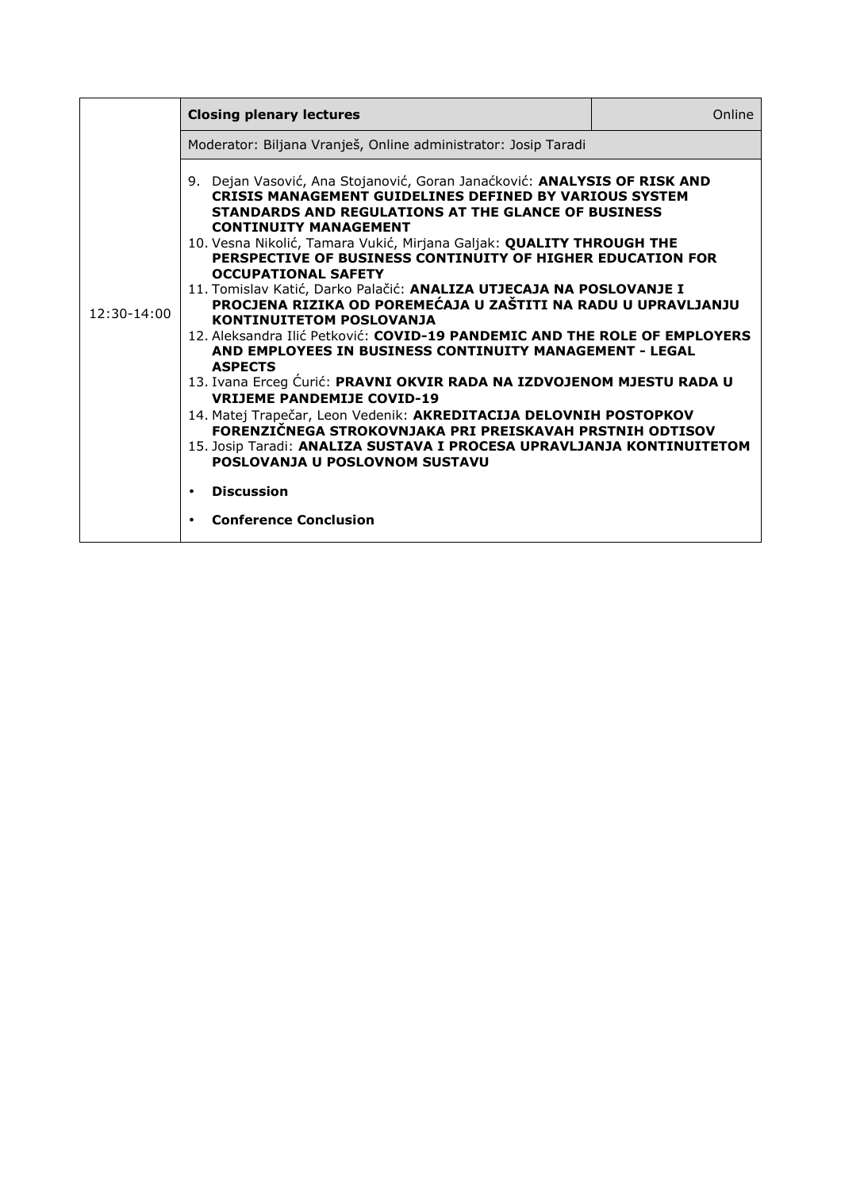| 12:30-14:00 | **Closing plenary lectures** | Online |
|---|---|---|
| | Moderator: Biljana Vranješ, Online administrator: Josip Taradi | |
| | 9. Dejan Vasović, Ana Stojanović, Goran Janaćković: **ANALYSIS OF RISK AND CRISIS MANAGEMENT GUIDELINES DEFINED BY VARIOUS SYSTEM STANDARDS AND REGULATIONS AT THE GLANCE OF BUSINESS CONTINUITY MANAGEMENT**<br>10. Vesna Nikolić, Tamara Vukić, Mirjana Galjak: **QUALITY THROUGH THE PERSPECTIVE OF BUSINESS CONTINUITY OF HIGHER EDUCATION FOR OCCUPATIONAL SAFETY**<br>11. Tomislav Katić, Darko Palačić: **ANALIZA UTJECAJA NA POSLOVANJE I PROCJENA RIZIKA OD POREMEĆAJA U ZAŠTITI NA RADU U UPRAVLJANJU KONTINUITETOM POSLOVANJA**<br>12. Aleksandra Ilić Petković: **COVID-19 PANDEMIC AND THE ROLE OF EMPLOYERS AND EMPLOYEES IN BUSINESS CONTINUITY MANAGEMENT - LEGAL ASPECTS**<br>13. Ivana Erceg Ćurić: **PRAVNI OKVIR RADA NA IZDVOJENOM MJESTU RADA U VRIJEME PANDEMIJE COVID-19**<br>14. Matej Trapečar, Leon Vedenik: **AKREDITACIJA DELOVNIH POSTOPKOV FORENZIČNEGA STROKOVNJAKA PRI PREISKAVAH PRSTNIH ODTISOV**<br>15. Josip Taradi: **ANALIZA SUSTAVA I PROCESA UPRAVLJANJA KONTINUITETOM POSLOVANJA U POSLOVNOM SUSTAVU**<br><br>• **Discussion**<br><br>• **Conference Conclusion** | |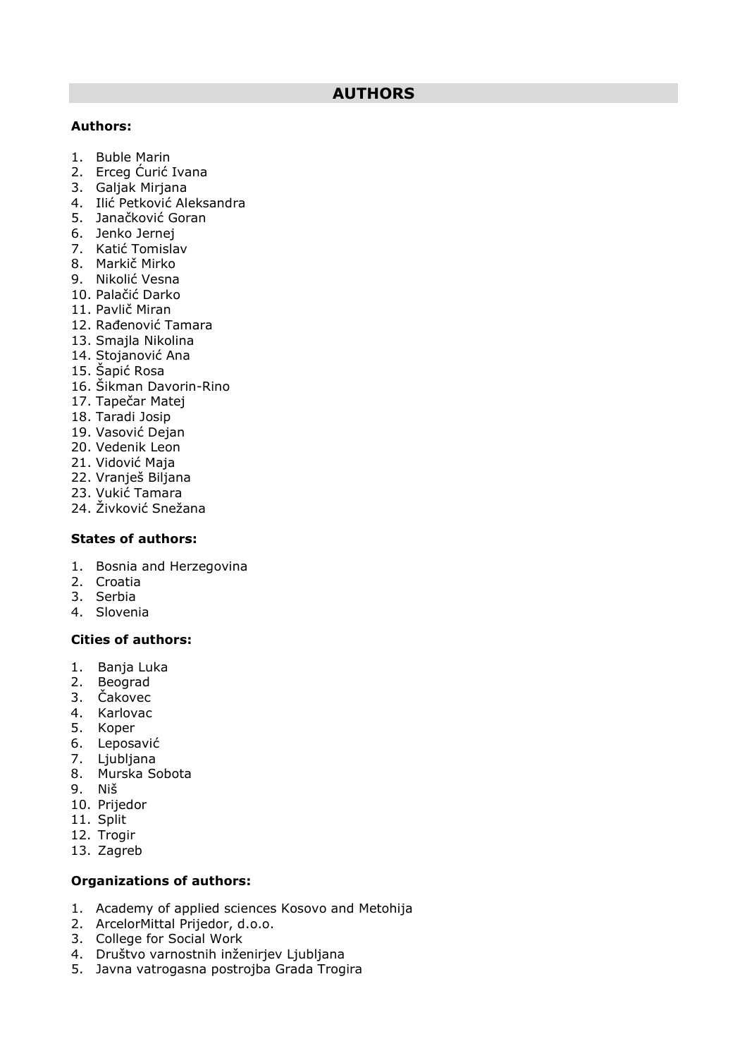# AUTHORS

**Authors:**

1. Buble Marin
2. Erceg Ćurić Ivana
3. Galjak Mirjana
4. Ilić Petković Aleksandra
5. Janačković Goran
6. Jenko Jernej
7. Katić Tomislav
8. Markič Mirko
9. Nikolić Vesna
10. Palačić Darko
11. Pavlič Miran
12. Rađenović Tamara
13. Smajla Nikolina
14. Stojanović Ana
15. Šapić Rosa
16. Šikman Davorin-Rino
17. Tapečar Matej
18. Taradi Josip
19. Vasović Dejan
20. Vedenik Leon
21. Vidović Maja
22. Vranješ Biljana
23. Vukić Tamara
24. Živković Snežana

**States of authors:**

1. Bosnia and Herzegovina
2. Croatia
3. Serbia
4. Slovenia

**Cities of authors:**

1. Banja Luka
2. Beograd
3. Čakovec
4. Karlovac
5. Koper
6. Leposavić
7. Ljubljana
8. Murska Sobota
9. Niš
10. Prijedor
11. Split
12. Trogir
13. Zagreb

**Organizations of authors:**

1. Academy of applied sciences Kosovo and Metohija
2. ArcelorMittal Prijedor, d.o.o.
3. College for Social Work
4. Društvo varnostnih inženirjev Ljubljana
5. Javna vatrogasna postrojba Grada Trogira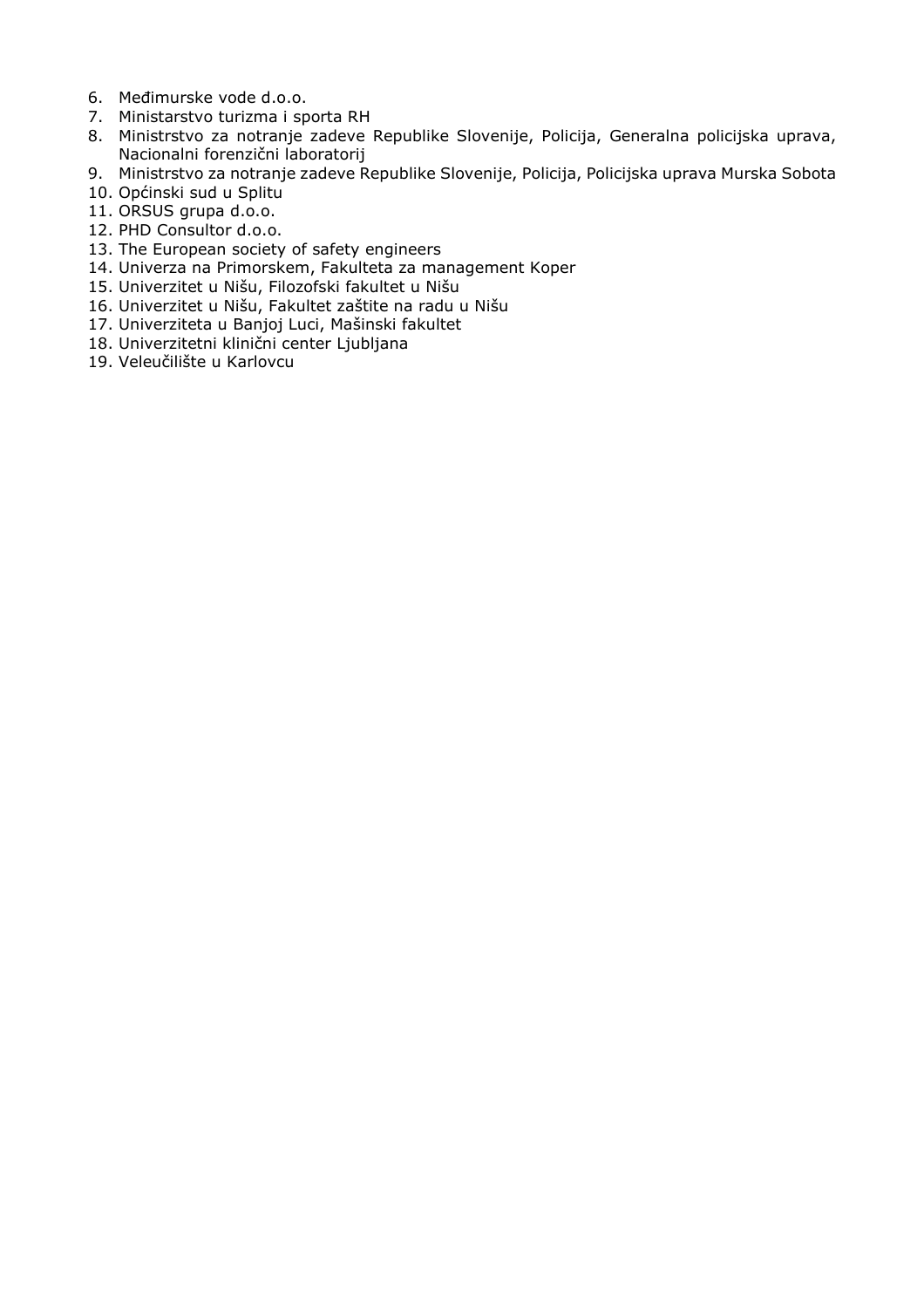6. Međimurske vode d.o.o.
7. Ministarstvo turizma i sporta RH
8. Ministrstvo za notranje zadeve Republike Slovenije, Policija, Generalna policijska uprava, Nacionalni forenzični laboratorij
9. Ministrstvo za notranje zadeve Republike Slovenije, Policija, Policijska uprava Murska Sobota
10. Općinski sud u Splitu
11. ORSUS grupa d.o.o.
12. PHD Consultor d.o.o.
13. The European society of safety engineers
14. Univerza na Primorskem, Fakulteta za management Koper
15. Univerzitet u Nišu, Filozofski fakultet u Nišu
16. Univerzitet u Nišu, Fakultet zaštite na radu u Nišu
17. Univerziteta u Banjoj Luci, Mašinski fakultet
18. Univerzitetni klinični center Ljubljana
19. Veleučilište u Karlovcu